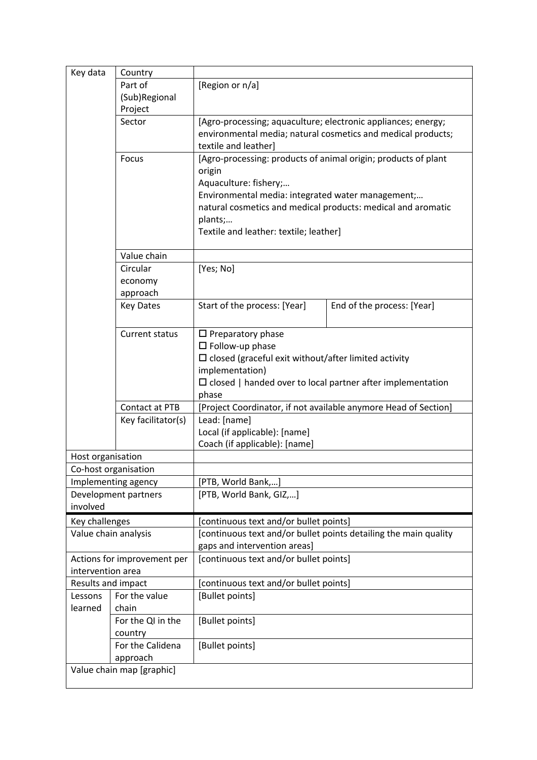| Key data | | | |
|---|---|---|---|
| Key data | Country | | |
| | Part of (Sub)Regional Project | [Region or n/a] | |
| | Sector | [Agro-processing; aquaculture; electronic appliances; energy; environmental media; natural cosmetics and medical products; textile and leather] | |
| | Focus | [Agro-processing: products of animal origin; products of plant origin<br>Aquaculture: fishery;…<br>Environmental media: integrated water management;…<br>natural cosmetics and medical products: medical and aromatic plants;…<br>Textile and leather: textile; leather] | |
| | Value chain | | |
| | Circular economy approach | [Yes; No] | |
| | Key Dates | Start of the process: [Year] | End of the process: [Year] |
| | Current status | ☐ Preparatory phase<br>☐ Follow-up phase<br>☐ closed (graceful exit without/after limited activity implementation)<br>☐ closed \| handed over to local partner after implementation phase | |
| | Contact at PTB | [Project Coordinator, if not available anymore Head of Section] | |
| | Key facilitator(s) | Lead: [name]<br>Local (if applicable): [name]<br>Coach (if applicable): [name] | |
| Host organisation | | | |
| Co-host organisation | | | |
| Implementing agency | | [PTB, World Bank,…] | |
| Development partners involved | | [PTB, World Bank, GIZ,…] | |
| Key challenges | | [continuous text and/or bullet points] | |
| Value chain analysis | | [continuous text and/or bullet points detailing the main quality gaps and intervention areas] | |
| Actions for improvement per intervention area | | [continuous text and/or bullet points] | |
| Results and impact | | [continuous text and/or bullet points] | |
| Lessons learned | For the value chain | [Bullet points] | |
| | For the QI in the country | [Bullet points] | |
| | For the Calidena approach | [Bullet points] | |
| Value chain map [graphic] | | | |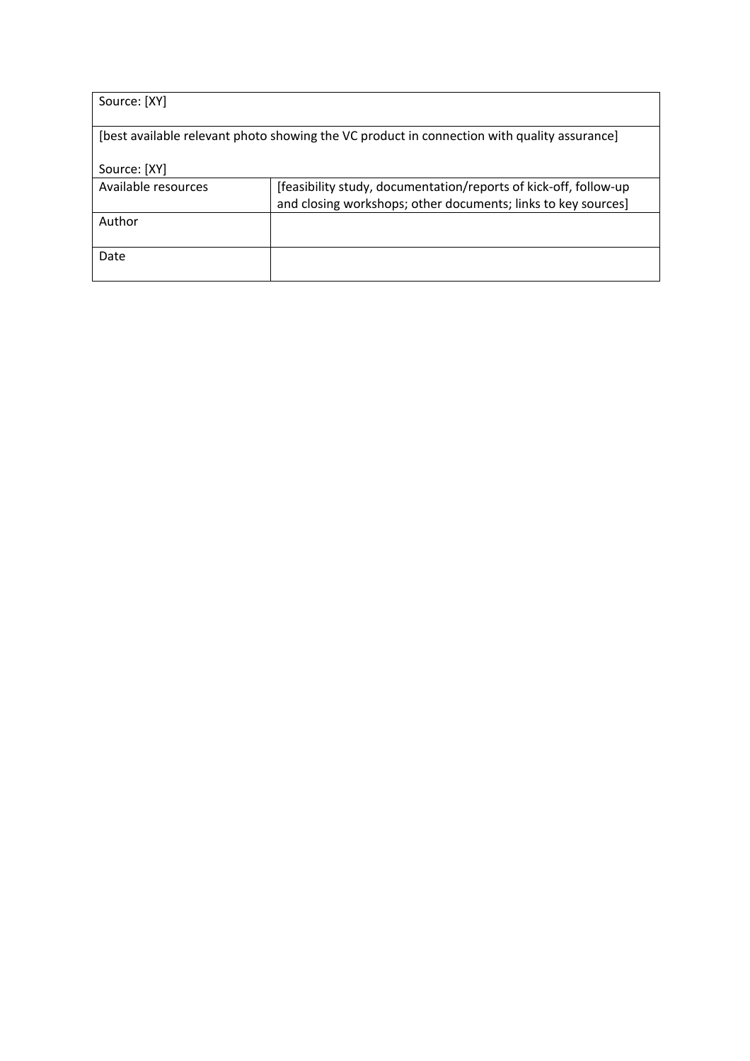| | |
|---|---|
| Source: [XY] | |
| [best available relevant photo showing the VC product in connection with quality assurance]<br><br>Source: [XY] | |
| Available resources | [feasibility study, documentation/reports of kick-off, follow-up and closing workshops; other documents; links to key sources] |
| Author | |
| Date | |